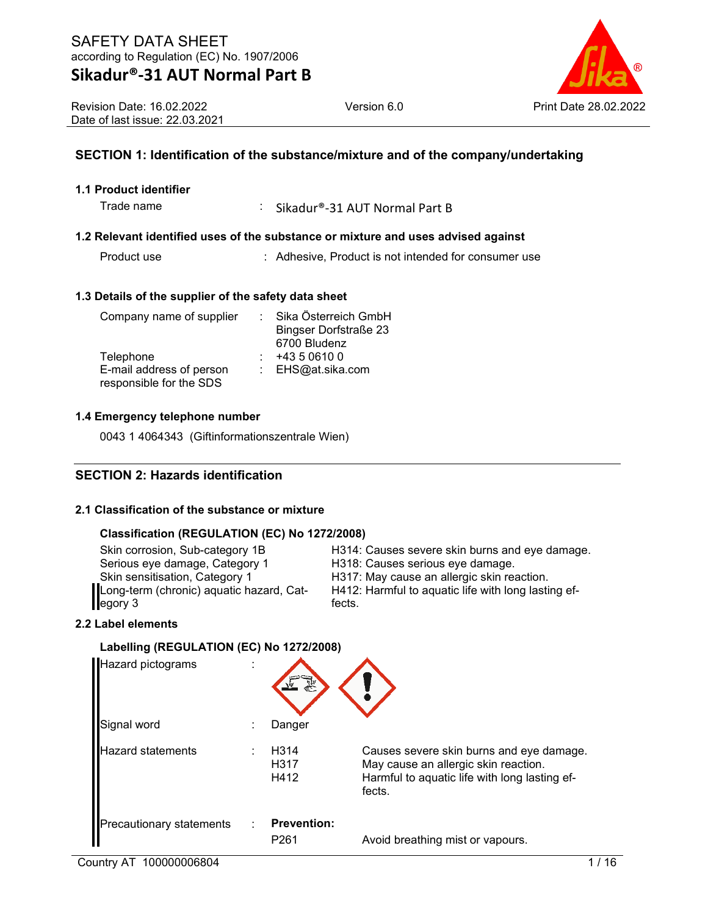# SAFETY DATA SHEET
according to Regulation (EC) No. 1907/2006

## Sikadur®-31 AUT Normal Part B

Revision Date: 16.02.2022
Date of last issue: 22.03.2021

Version 6.0

Print Date 28.02.2022

## SECTION 1: Identification of the substance/mixture and of the company/undertaking

### 1.1 Product identifier

| | | |
|---|---|---|
| Trade name | : | Sikadur®-31 AUT Normal Part B |

### 1.2 Relevant identified uses of the substance or mixture and uses advised against

| | | |
|---|---|---|
| Product use | : | Adhesive, Product is not intended for consumer use |

### 1.3 Details of the supplier of the safety data sheet

| | | |
|---|---|---|
| Company name of supplier | : | Sika Österreich GmbH<br>Bingser Dorfstraße 23<br>6700 Bludenz |
| Telephone | : | +43 5 0610 0 |
| E-mail address of person responsible for the SDS | : | EHS@at.sika.com |

### 1.4 Emergency telephone number

0043 1 4064343 (Giftinformationszentrale Wien)

## SECTION 2: Hazards identification

### 2.1 Classification of the substance or mixture

**Classification (REGULATION (EC) No 1272/2008)**

| | |
|---|---|
| Skin corrosion, Sub-category 1B | H314: Causes severe skin burns and eye damage. |
| Serious eye damage, Category 1 | H318: Causes serious eye damage. |
| Skin sensitisation, Category 1 | H317: May cause an allergic skin reaction. |
| Long-term (chronic) aquatic hazard, Category 3 | H412: Harmful to aquatic life with long lasting effects. |

### 2.2 Label elements

**Labelling (REGULATION (EC) No 1272/2008)**

| | | | |
|---|---|---|---|
| Hazard pictograms | : | | |
| Signal word | : | Danger | |
| Hazard statements | : | H314 | Causes severe skin burns and eye damage. |
| | | H317 | May cause an allergic skin reaction. |
| | | H412 | Harmful to aquatic life with long lasting effects. |
| Precautionary statements | : | **Prevention:** | |
| | | P261 | Avoid breathing mist or vapours. |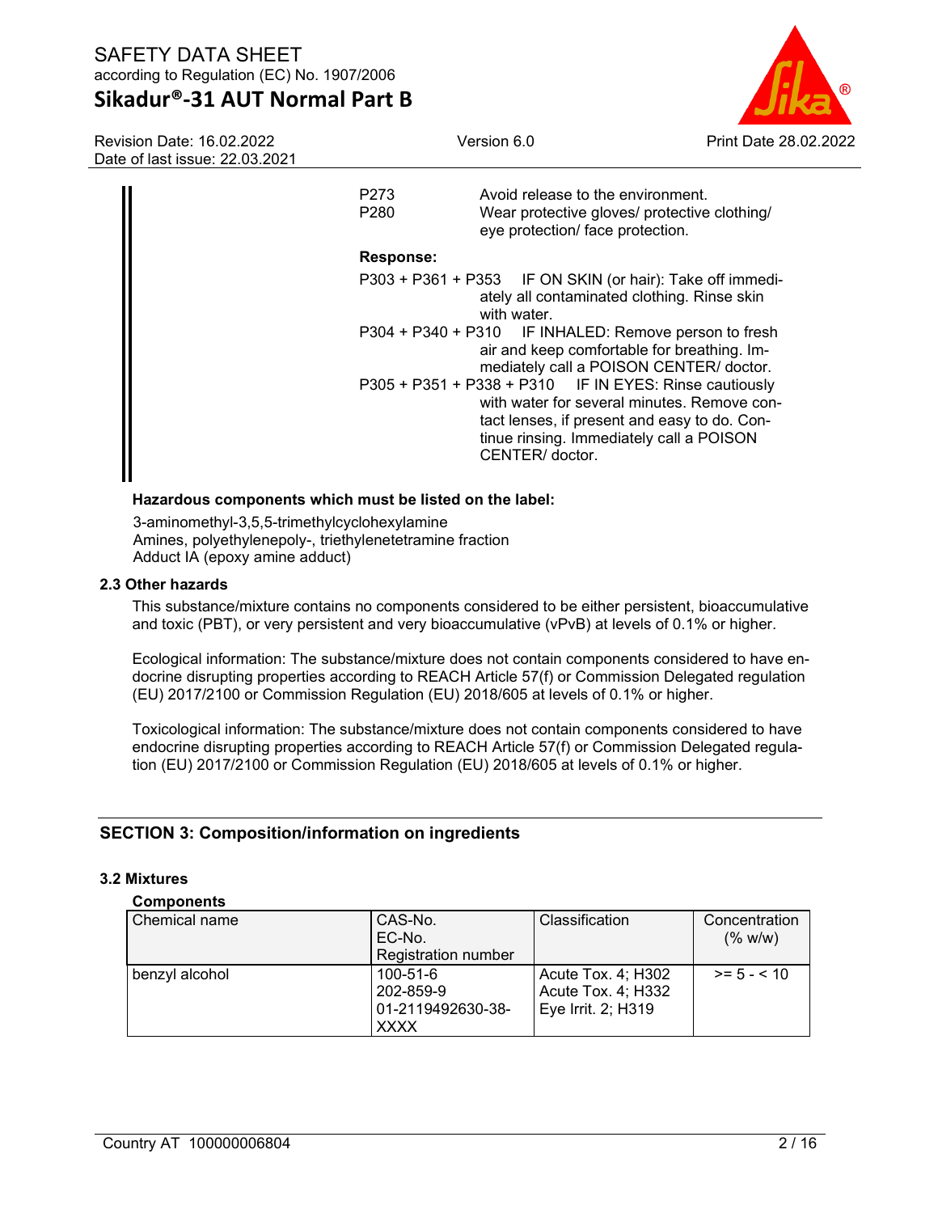P273 Avoid release to the environment.

P280 Wear protective gloves/ protective clothing/ eye protection/ face protection.

**Response:**

P303 + P361 + P353 IF ON SKIN (or hair): Take off immediately all contaminated clothing. Rinse skin with water.

P304 + P340 + P310 IF INHALED: Remove person to fresh air and keep comfortable for breathing. Immediately call a POISON CENTER/ doctor.

P305 + P351 + P338 + P310 IF IN EYES: Rinse cautiously with water for several minutes. Remove contact lenses, if present and easy to do. Continue rinsing. Immediately call a POISON CENTER/ doctor.

**Hazardous components which must be listed on the label:**

3-aminomethyl-3,5,5-trimethylcyclohexylamine
Amines, polyethylenepoly-, triethylenetetramine fraction
Adduct IA (epoxy amine adduct)

### 2.3 Other hazards

This substance/mixture contains no components considered to be either persistent, bioaccumulative and toxic (PBT), or very persistent and very bioaccumulative (vPvB) at levels of 0.1% or higher.

Ecological information: The substance/mixture does not contain components considered to have endocrine disrupting properties according to REACH Article 57(f) or Commission Delegated regulation (EU) 2017/2100 or Commission Regulation (EU) 2018/605 at levels of 0.1% or higher.

Toxicological information: The substance/mixture does not contain components considered to have endocrine disrupting properties according to REACH Article 57(f) or Commission Delegated regulation (EU) 2017/2100 or Commission Regulation (EU) 2018/605 at levels of 0.1% or higher.

## SECTION 3: Composition/information on ingredients

### 3.2 Mixtures

**Components**

| Chemical name | CAS-No.<br>EC-No.<br>Registration number | Classification | Concentration (% w/w) |
|---|---|---|---|
| benzyl alcohol | 100-51-6<br>202-859-9<br>01-2119492630-38-XXXX | Acute Tox. 4; H302<br>Acute Tox. 4; H332<br>Eye Irrit. 2; H319 | >= 5 - < 10 |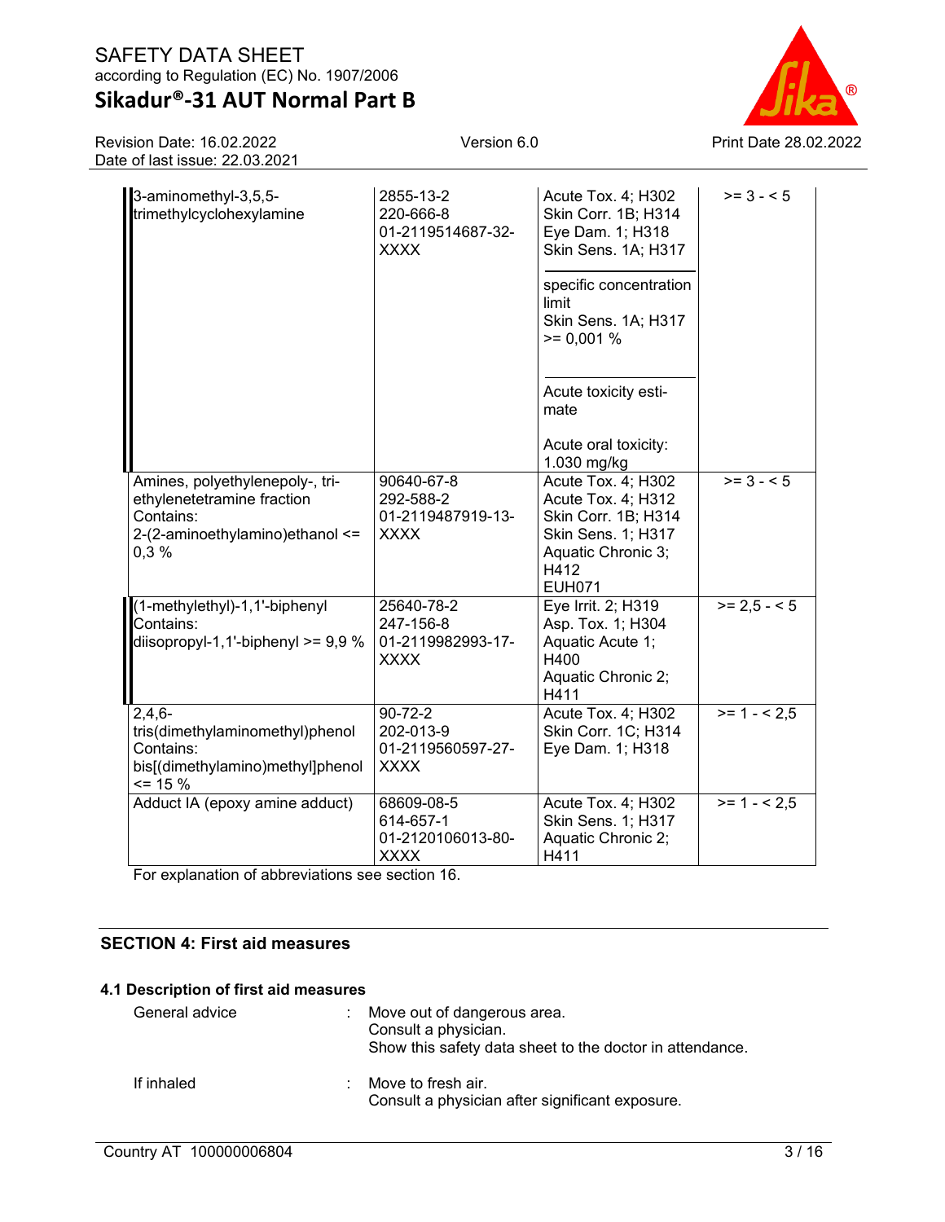| | | | |
|---|---|---|---|
| 3-aminomethyl-3,5,5-trimethylcyclohexylamine | 2855-13-2<br>220-666-8<br>01-2119514687-32-XXXX | Acute Tox. 4; H302<br>Skin Corr. 1B; H314<br>Eye Dam. 1; H318<br>Skin Sens. 1A; H317<br><br>specific concentration limit<br>Skin Sens. 1A; H317<br>>= 0,001 %<br><br>Acute toxicity estimate<br><br>Acute oral toxicity: 1.030 mg/kg | >= 3 - < 5 |
| Amines, polyethylenepoly-, triethylenetetramine fraction<br>Contains:<br>2-(2-aminoethylamino)ethanol <= 0,3 % | 90640-67-8<br>292-588-2<br>01-2119487919-13-XXXX | Acute Tox. 4; H302<br>Acute Tox. 4; H312<br>Skin Corr. 1B; H314<br>Skin Sens. 1; H317<br>Aquatic Chronic 3; H412<br>EUH071 | >= 3 - < 5 |
| (1-methylethyl)-1,1'-biphenyl<br>Contains:<br>diisopropyl-1,1'-biphenyl >= 9,9 % | 25640-78-2<br>247-156-8<br>01-2119982993-17-XXXX | Eye Irrit. 2; H319<br>Asp. Tox. 1; H304<br>Aquatic Acute 1; H400<br>Aquatic Chronic 2; H411 | >= 2,5 - < 5 |
| 2,4,6-tris(dimethylaminomethyl)phenol<br>Contains:<br>bis[(dimethylamino)methyl]phenol <= 15 % | 90-72-2<br>202-013-9<br>01-2119560597-27-XXXX | Acute Tox. 4; H302<br>Skin Corr. 1C; H314<br>Eye Dam. 1; H318 | >= 1 - < 2,5 |
| Adduct IA (epoxy amine adduct) | 68609-08-5<br>614-657-1<br>01-2120106013-80-XXXX | Acute Tox. 4; H302<br>Skin Sens. 1; H317<br>Aquatic Chronic 2; H411 | >= 1 - < 2,5 |

For explanation of abbreviations see section 16.

## SECTION 4: First aid measures

### 4.1 Description of first aid measures

General advice : Move out of dangerous area.
Consult a physician.
Show this safety data sheet to the doctor in attendance.

If inhaled : Move to fresh air.
Consult a physician after significant exposure.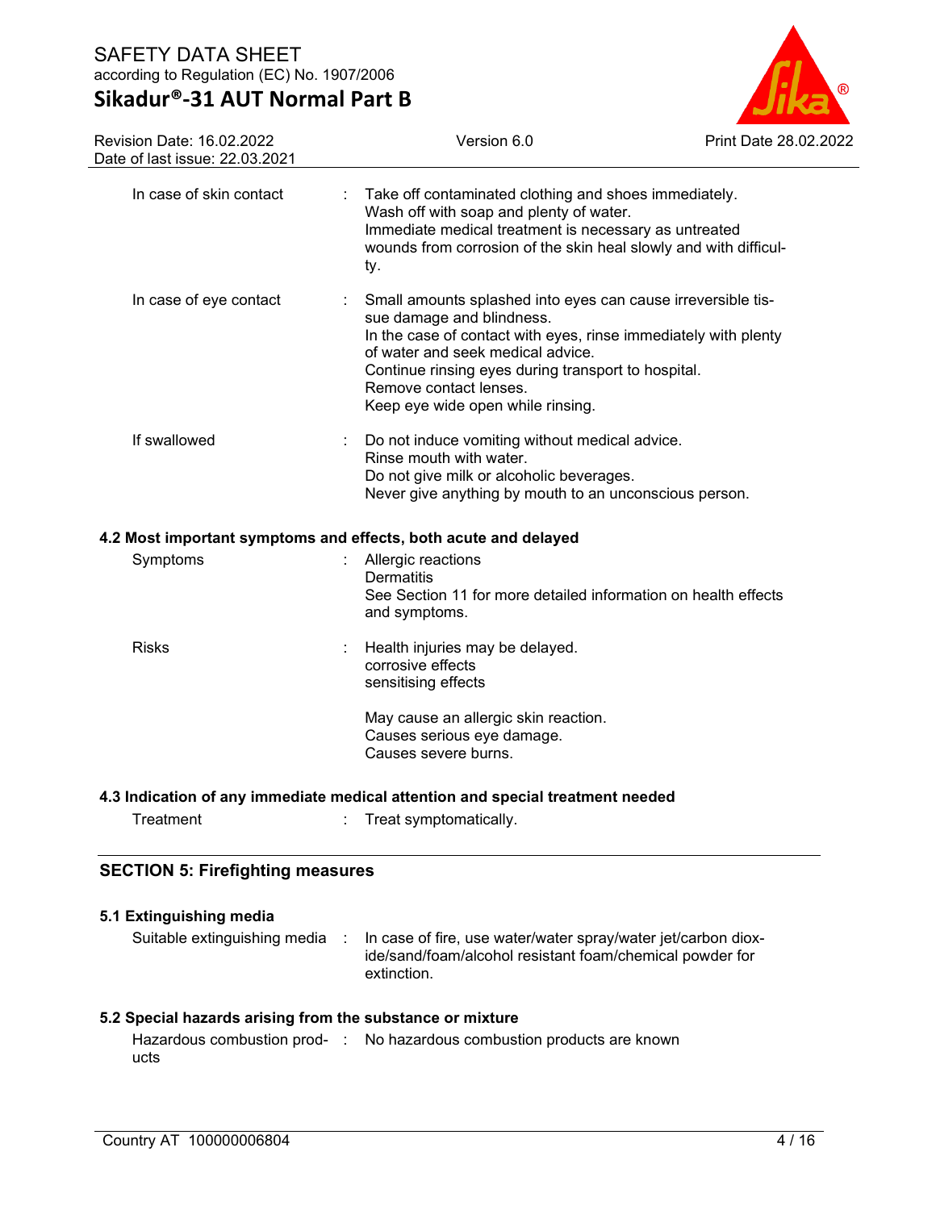| | | |
|---|---|---|
| In case of skin contact | : | Take off contaminated clothing and shoes immediately.<br>Wash off with soap and plenty of water.<br>Immediate medical treatment is necessary as untreated wounds from corrosion of the skin heal slowly and with difficulty. |
| In case of eye contact | : | Small amounts splashed into eyes can cause irreversible tissue damage and blindness.<br>In the case of contact with eyes, rinse immediately with plenty of water and seek medical advice.<br>Continue rinsing eyes during transport to hospital.<br>Remove contact lenses.<br>Keep eye wide open while rinsing. |
| If swallowed | : | Do not induce vomiting without medical advice.<br>Rinse mouth with water.<br>Do not give milk or alcoholic beverages.<br>Never give anything by mouth to an unconscious person. |

### 4.2 Most important symptoms and effects, both acute and delayed

| | | |
|---|---|---|
| Symptoms | : | Allergic reactions<br>Dermatitis<br>See Section 11 for more detailed information on health effects and symptoms. |
| Risks | : | Health injuries may be delayed.<br>corrosive effects<br>sensitising effects<br><br>May cause an allergic skin reaction.<br>Causes serious eye damage.<br>Causes severe burns. |

### 4.3 Indication of any immediate medical attention and special treatment needed

| | | |
|---|---|---|
| Treatment | : | Treat symptomatically. |

## SECTION 5: Firefighting measures

### 5.1 Extinguishing media

| | | |
|---|---|---|
| Suitable extinguishing media | : | In case of fire, use water/water spray/water jet/carbon dioxide/sand/foam/alcohol resistant foam/chemical powder for extinction. |

### 5.2 Special hazards arising from the substance or mixture

| | | |
|---|---|---|
| Hazardous combustion products | : | No hazardous combustion products are known |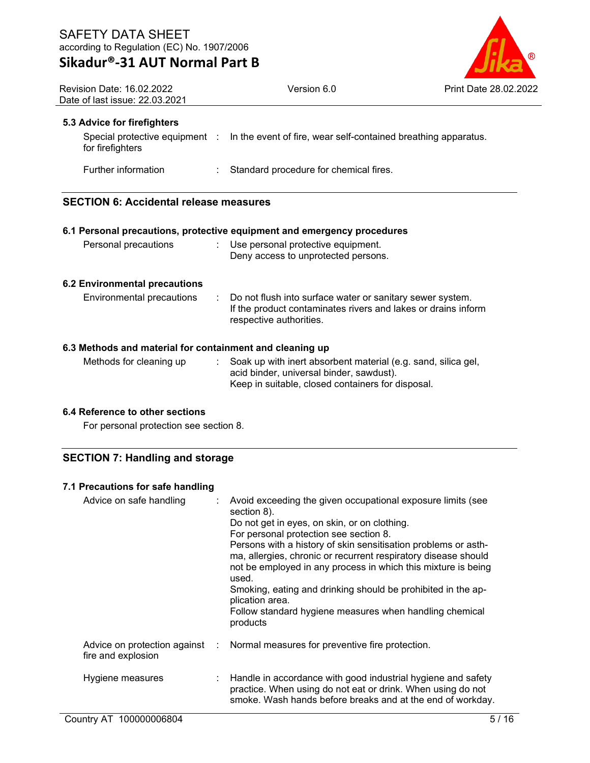### 5.3 Advice for firefighters

| | |
|---|---|
| Special protective equipment for firefighters | In the event of fire, wear self-contained breathing apparatus. |
| Further information | Standard procedure for chemical fires. |

## SECTION 6: Accidental release measures

### 6.1 Personal precautions, protective equipment and emergency procedures

| | |
|---|---|
| Personal precautions | Use personal protective equipment.<br>Deny access to unprotected persons. |

### 6.2 Environmental precautions

| | |
|---|---|
| Environmental precautions | Do not flush into surface water or sanitary sewer system.<br>If the product contaminates rivers and lakes or drains inform respective authorities. |

### 6.3 Methods and material for containment and cleaning up

| | |
|---|---|
| Methods for cleaning up | Soak up with inert absorbent material (e.g. sand, silica gel, acid binder, universal binder, sawdust).<br>Keep in suitable, closed containers for disposal. |

### 6.4 Reference to other sections

For personal protection see section 8.

## SECTION 7: Handling and storage

### 7.1 Precautions for safe handling

| | |
|---|---|
| Advice on safe handling | Avoid exceeding the given occupational exposure limits (see section 8).<br>Do not get in eyes, on skin, or on clothing.<br>For personal protection see section 8.<br>Persons with a history of skin sensitisation problems or asthma, allergies, chronic or recurrent respiratory disease should not be employed in any process in which this mixture is being used.<br>Smoking, eating and drinking should be prohibited in the application area.<br>Follow standard hygiene measures when handling chemical products |
| Advice on protection against fire and explosion | Normal measures for preventive fire protection. |
| Hygiene measures | Handle in accordance with good industrial hygiene and safety practice. When using do not eat or drink. When using do not smoke. Wash hands before breaks and at the end of workday. |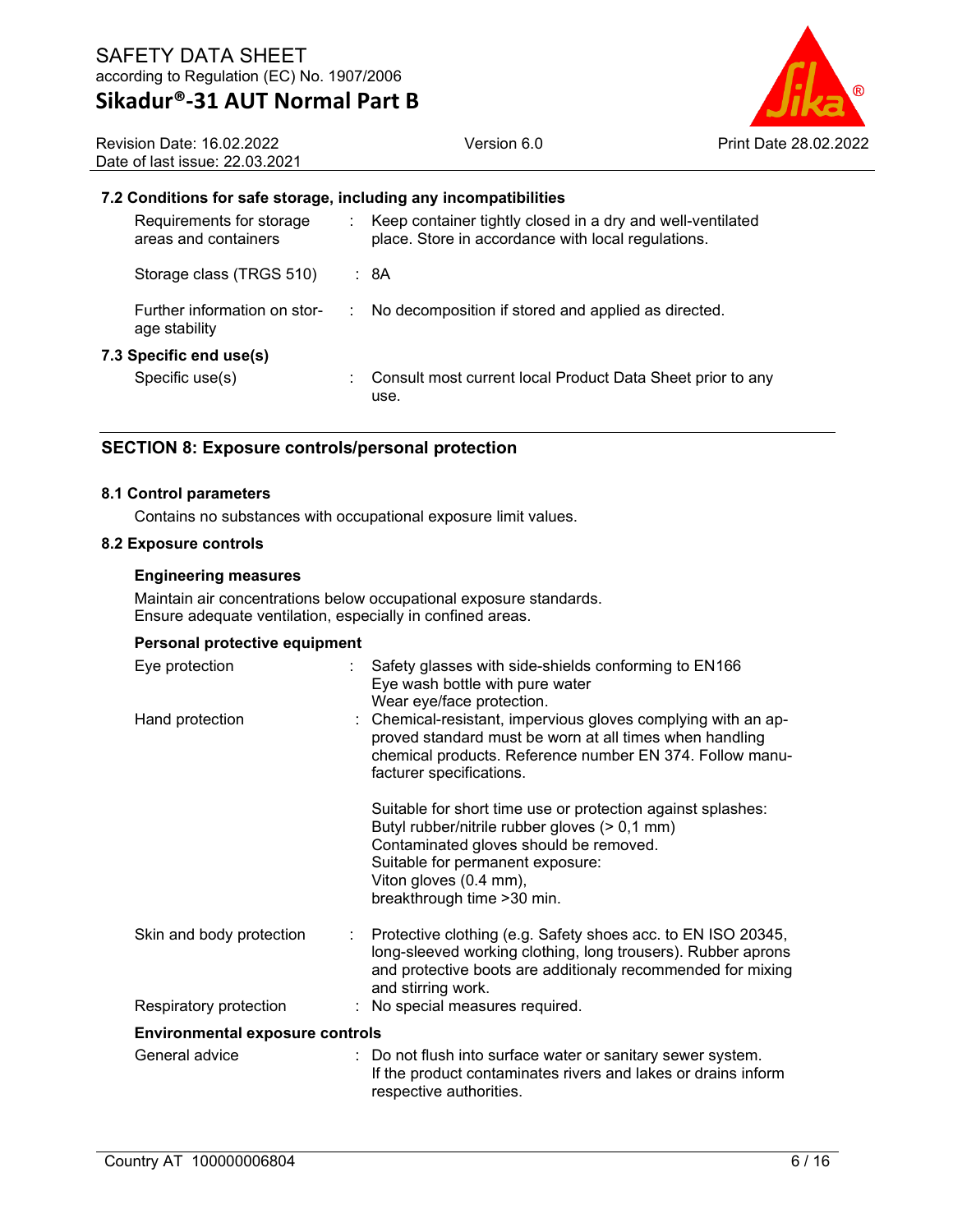### 7.2 Conditions for safe storage, including any incompatibilities

| | |
|---|---|
| Requirements for storage areas and containers | : Keep container tightly closed in a dry and well-ventilated place. Store in accordance with local regulations. |
| Storage class (TRGS 510) | : 8A |
| Further information on storage stability | : No decomposition if stored and applied as directed. |

### 7.3 Specific end use(s)

| | |
|---|---|
| Specific use(s) | : Consult most current local Product Data Sheet prior to any use. |

## SECTION 8: Exposure controls/personal protection

### 8.1 Control parameters

Contains no substances with occupational exposure limit values.

### 8.2 Exposure controls

**Engineering measures**

Maintain air concentrations below occupational exposure standards.
Ensure adequate ventilation, especially in confined areas.

**Personal protective equipment**

| | |
|---|---|
| Eye protection | : Safety glasses with side-shields conforming to EN166<br>Eye wash bottle with pure water<br>Wear eye/face protection. |
| Hand protection | : Chemical-resistant, impervious gloves complying with an approved standard must be worn at all times when handling chemical products. Reference number EN 374. Follow manufacturer specifications.<br><br>Suitable for short time use or protection against splashes:<br>Butyl rubber/nitrile rubber gloves (> 0,1 mm)<br>Contaminated gloves should be removed.<br>Suitable for permanent exposure:<br>Viton gloves (0.4 mm),<br>breakthrough time >30 min. |
| Skin and body protection | : Protective clothing (e.g. Safety shoes acc. to EN ISO 20345, long-sleeved working clothing, long trousers). Rubber aprons and protective boots are additionaly recommended for mixing and stirring work. |
| Respiratory protection | : No special measures required. |

**Environmental exposure controls**

| | |
|---|---|
| General advice | : Do not flush into surface water or sanitary sewer system.<br>If the product contaminates rivers and lakes or drains inform respective authorities. |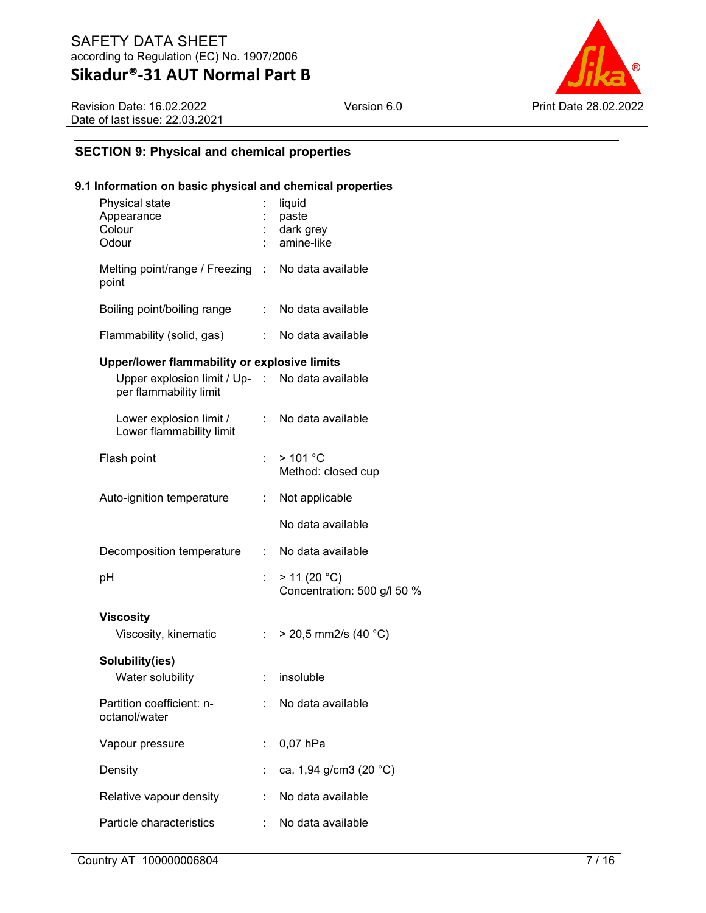## SECTION 9: Physical and chemical properties

### 9.1 Information on basic physical and chemical properties

| | | |
|---|---|---|
| Physical state | : | liquid |
| Appearance | : | paste |
| Colour | : | dark grey |
| Odour | : | amine-like |
| Melting point/range / Freezing point | : | No data available |
| Boiling point/boiling range | : | No data available |
| Flammability (solid, gas) | : | No data available |

**Upper/lower flammability or explosive limits**

| | | |
|---|---|---|
| Upper explosion limit / Upper flammability limit | : | No data available |
| Lower explosion limit / Lower flammability limit | : | No data available |
| Flash point | : | > 101 °C<br>Method: closed cup |
| Auto-ignition temperature | : | Not applicable<br><br>No data available |
| Decomposition temperature | : | No data available |
| pH | : | > 11 (20 °C)<br>Concentration: 500 g/l 50 % |

**Viscosity**

| | | |
|---|---|---|
| Viscosity, kinematic | : | > 20,5 mm2/s (40 °C) |

**Solubility(ies)**

| | | |
|---|---|---|
| Water solubility | : | insoluble |
| Partition coefficient: n-octanol/water | : | No data available |
| Vapour pressure | : | 0,07 hPa |
| Density | : | ca. 1,94 g/cm3 (20 °C) |
| Relative vapour density | : | No data available |
| Particle characteristics | : | No data available |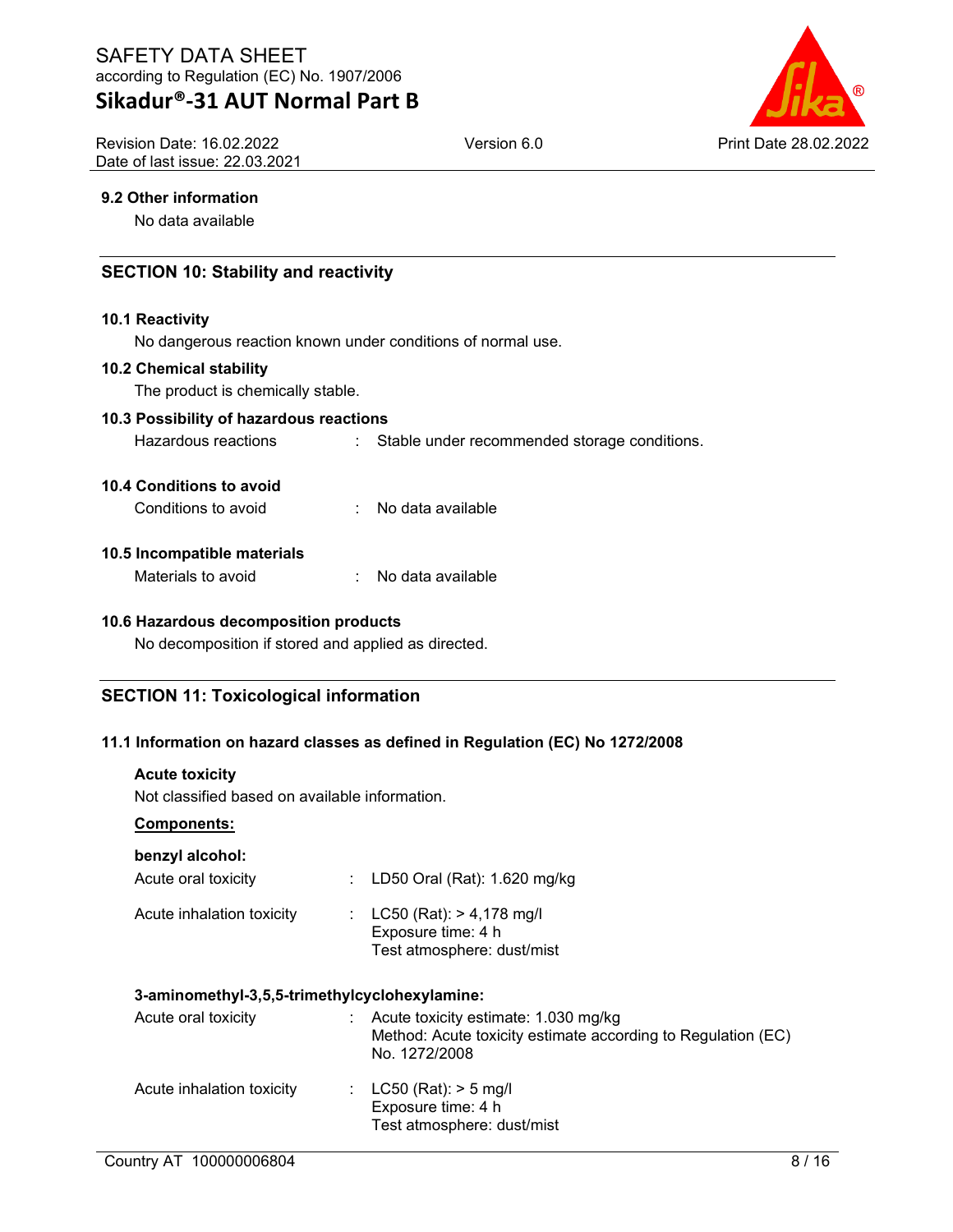### 9.2 Other information

No data available

## SECTION 10: Stability and reactivity

### 10.1 Reactivity

No dangerous reaction known under conditions of normal use.

### 10.2 Chemical stability

The product is chemically stable.

### 10.3 Possibility of hazardous reactions

Hazardous reactions : Stable under recommended storage conditions.

### 10.4 Conditions to avoid

Conditions to avoid : No data available

### 10.5 Incompatible materials

Materials to avoid : No data available

### 10.6 Hazardous decomposition products

No decomposition if stored and applied as directed.

## SECTION 11: Toxicological information

### 11.1 Information on hazard classes as defined in Regulation (EC) No 1272/2008

**Acute toxicity**

Not classified based on available information.

**Components:**

**benzyl alcohol:**

Acute oral toxicity : LD50 Oral (Rat): 1.620 mg/kg

Acute inhalation toxicity : LC50 (Rat): > 4,178 mg/l
Exposure time: 4 h
Test atmosphere: dust/mist

**3-aminomethyl-3,5,5-trimethylcyclohexylamine:**

Acute oral toxicity : Acute toxicity estimate: 1.030 mg/kg
Method: Acute toxicity estimate according to Regulation (EC) No. 1272/2008

Acute inhalation toxicity : LC50 (Rat): > 5 mg/l
Exposure time: 4 h
Test atmosphere: dust/mist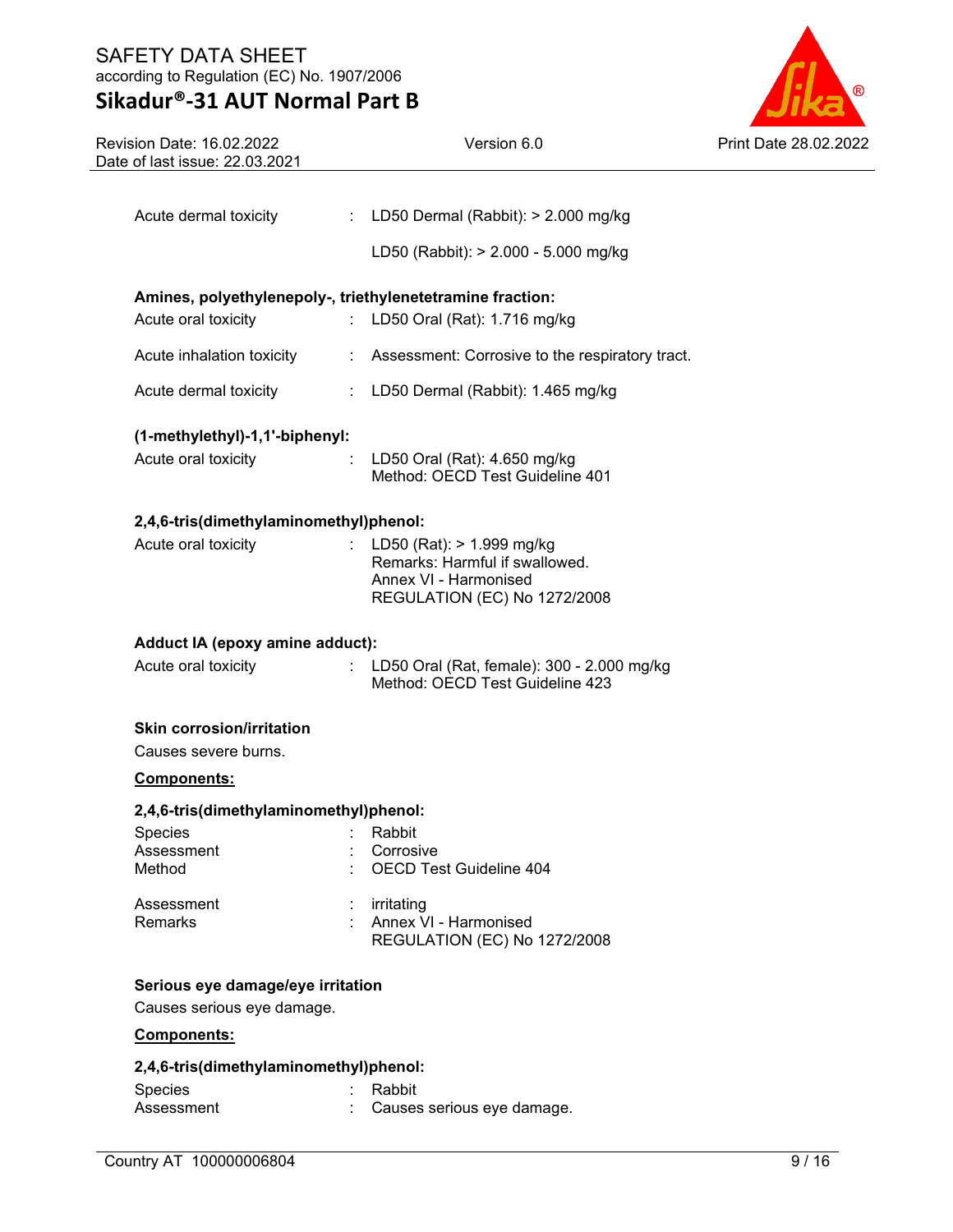| | | |
|---|---|---|
| Acute dermal toxicity | : | LD50 Dermal (Rabbit): > 2.000 mg/kg |
| | | LD50 (Rabbit): > 2.000 - 5.000 mg/kg |

**Amines, polyethylenepoly-, triethylenetetramine fraction:**

| | | |
|---|---|---|
| Acute oral toxicity | : | LD50 Oral (Rat): 1.716 mg/kg |
| Acute inhalation toxicity | : | Assessment: Corrosive to the respiratory tract. |
| Acute dermal toxicity | : | LD50 Dermal (Rabbit): 1.465 mg/kg |

**(1-methylethyl)-1,1'-biphenyl:**

| | | |
|---|---|---|
| Acute oral toxicity | : | LD50 Oral (Rat): 4.650 mg/kg<br>Method: OECD Test Guideline 401 |

**2,4,6-tris(dimethylaminomethyl)phenol:**

| | | |
|---|---|---|
| Acute oral toxicity | : | LD50 (Rat): > 1.999 mg/kg<br>Remarks: Harmful if swallowed.<br>Annex VI - Harmonised<br>REGULATION (EC) No 1272/2008 |

**Adduct IA (epoxy amine adduct):**

| | | |
|---|---|---|
| Acute oral toxicity | : | LD50 Oral (Rat, female): 300 - 2.000 mg/kg<br>Method: OECD Test Guideline 423 |

**Skin corrosion/irritation**

Causes severe burns.

**Components:**

**2,4,6-tris(dimethylaminomethyl)phenol:**

| | | |
|---|---|---|
| Species | : | Rabbit |
| Assessment | : | Corrosive |
| Method | : | OECD Test Guideline 404 |
| Assessment | : | irritating |
| Remarks | : | Annex VI - Harmonised<br>REGULATION (EC) No 1272/2008 |

**Serious eye damage/eye irritation**

Causes serious eye damage.

**Components:**

**2,4,6-tris(dimethylaminomethyl)phenol:**

| | | |
|---|---|---|
| Species | : | Rabbit |
| Assessment | : | Causes serious eye damage. |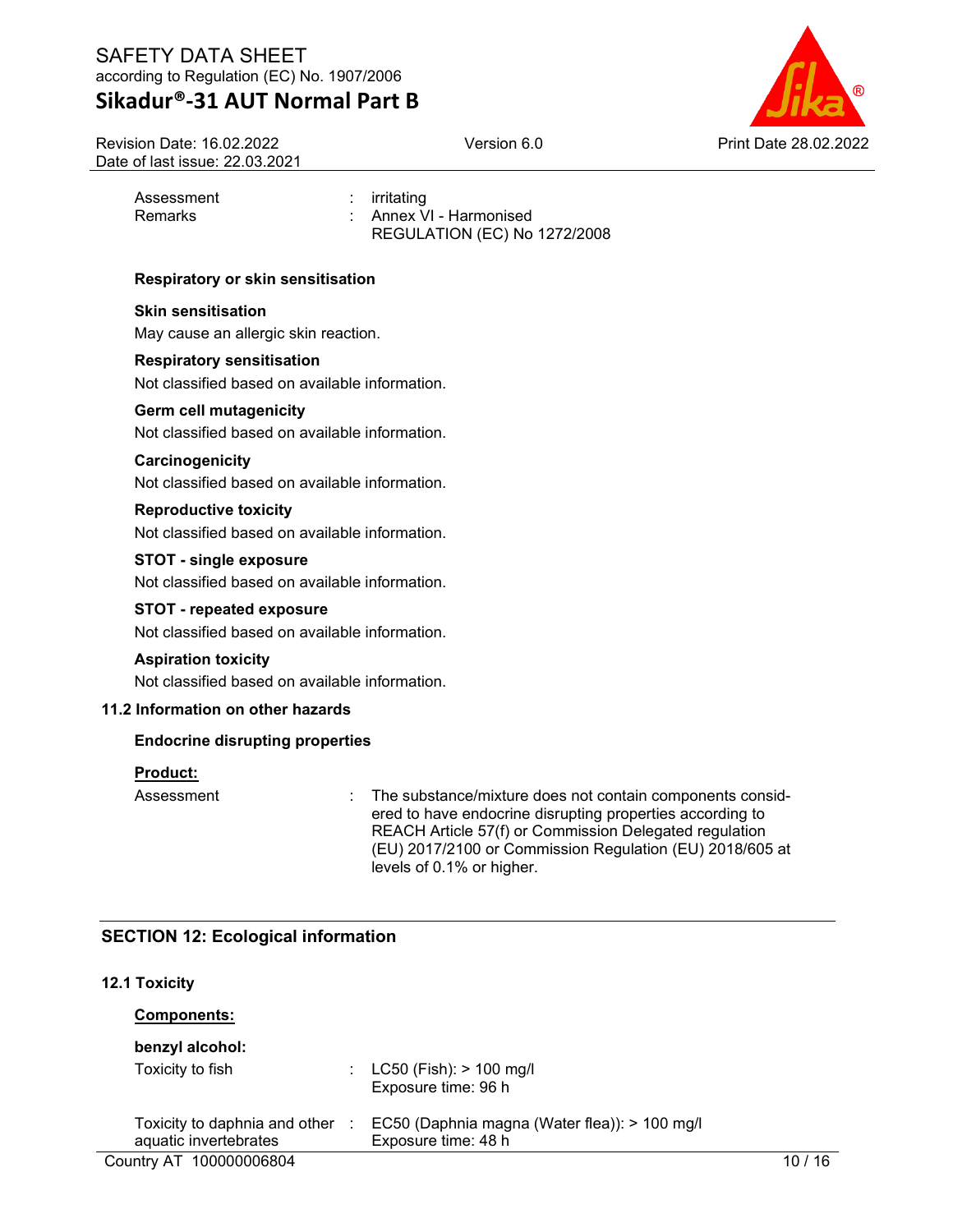Assessment : irritating
Remarks : Annex VI - Harmonised REGULATION (EC) No 1272/2008

**Respiratory or skin sensitisation**

**Skin sensitisation**

May cause an allergic skin reaction.

**Respiratory sensitisation**

Not classified based on available information.

**Germ cell mutagenicity**

Not classified based on available information.

**Carcinogenicity**

Not classified based on available information.

**Reproductive toxicity**

Not classified based on available information.

**STOT - single exposure**

Not classified based on available information.

**STOT - repeated exposure**

Not classified based on available information.

**Aspiration toxicity**

Not classified based on available information.

### 11.2 Information on other hazards

**Endocrine disrupting properties**

**Product:**

Assessment : The substance/mixture does not contain components considered to have endocrine disrupting properties according to REACH Article 57(f) or Commission Delegated regulation (EU) 2017/2100 or Commission Regulation (EU) 2018/605 at levels of 0.1% or higher.

## SECTION 12: Ecological information

### 12.1 Toxicity

**Components:**

**benzyl alcohol:**

Toxicity to fish : LC50 (Fish): > 100 mg/l
Exposure time: 96 h

Toxicity to daphnia and other aquatic invertebrates : EC50 (Daphnia magna (Water flea)): > 100 mg/l
Exposure time: 48 h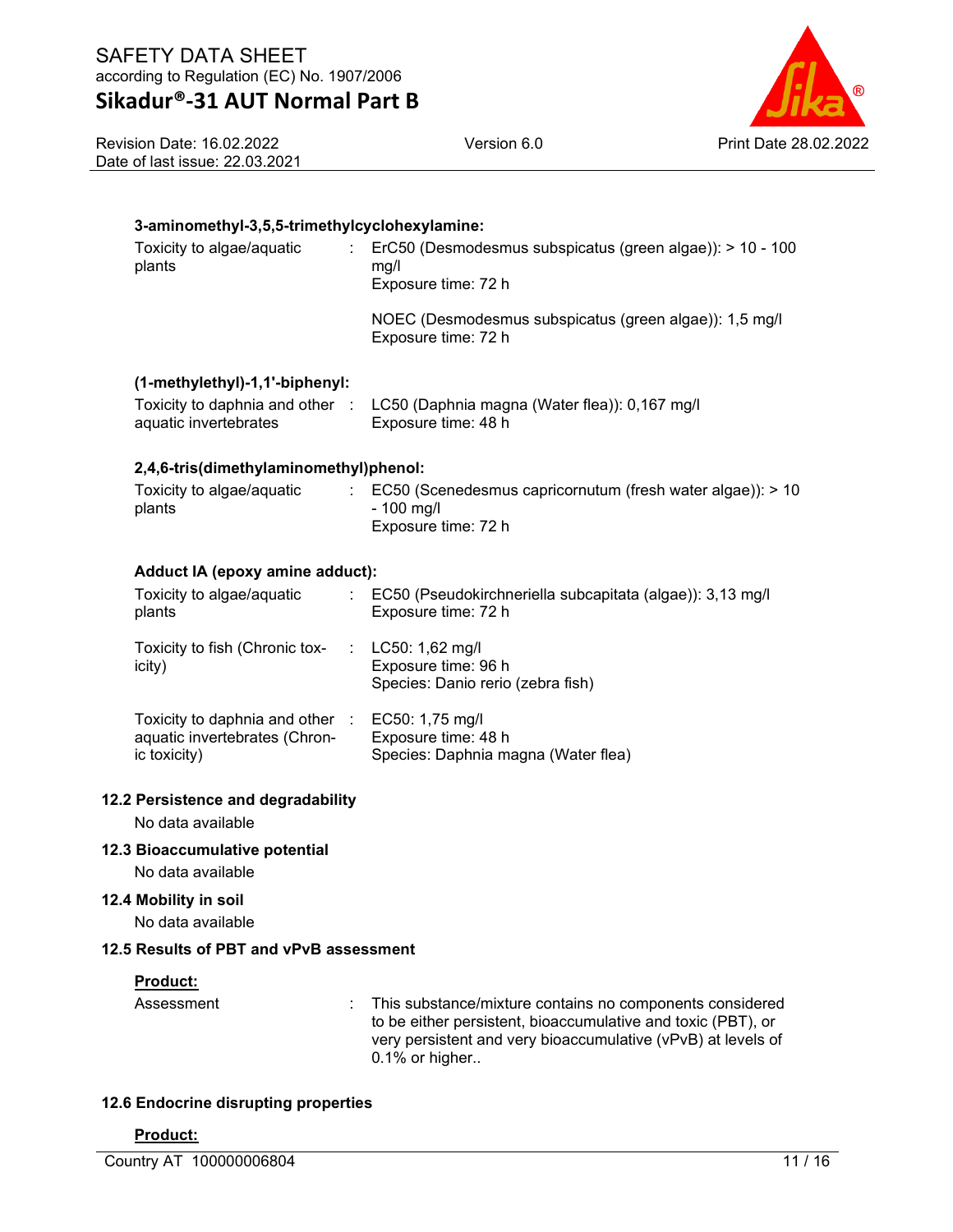**3-aminomethyl-3,5,5-trimethylcyclohexylamine:**

| | | |
|---|---|---|
| Toxicity to algae/aquatic plants | : | ErC50 (Desmodesmus subspicatus (green algae)): > 10 - 100 mg/l<br>Exposure time: 72 h |
| | | NOEC (Desmodesmus subspicatus (green algae)): 1,5 mg/l<br>Exposure time: 72 h |

**(1-methylethyl)-1,1'-biphenyl:**

| | | |
|---|---|---|
| Toxicity to daphnia and other aquatic invertebrates | : | LC50 (Daphnia magna (Water flea)): 0,167 mg/l<br>Exposure time: 48 h |

**2,4,6-tris(dimethylaminomethyl)phenol:**

| | | |
|---|---|---|
| Toxicity to algae/aquatic plants | : | EC50 (Scenedesmus capricornutum (fresh water algae)): > 10 - 100 mg/l<br>Exposure time: 72 h |

**Adduct IA (epoxy amine adduct):**

| | | |
|---|---|---|
| Toxicity to algae/aquatic plants | : | EC50 (Pseudokirchneriella subcapitata (algae)): 3,13 mg/l<br>Exposure time: 72 h |
| Toxicity to fish (Chronic toxicity) | : | LC50: 1,62 mg/l<br>Exposure time: 96 h<br>Species: Danio rerio (zebra fish) |
| Toxicity to daphnia and other aquatic invertebrates (Chronic toxicity) | : | EC50: 1,75 mg/l<br>Exposure time: 48 h<br>Species: Daphnia magna (Water flea) |

## 12.2 Persistence and degradability

No data available

## 12.3 Bioaccumulative potential

No data available

## 12.4 Mobility in soil

No data available

## 12.5 Results of PBT and vPvB assessment

**Product:**

| | | |
|---|---|---|
| Assessment | : | This substance/mixture contains no components considered to be either persistent, bioaccumulative and toxic (PBT), or very persistent and very bioaccumulative (vPvB) at levels of 0.1% or higher.. |

## 12.6 Endocrine disrupting properties

**Product:**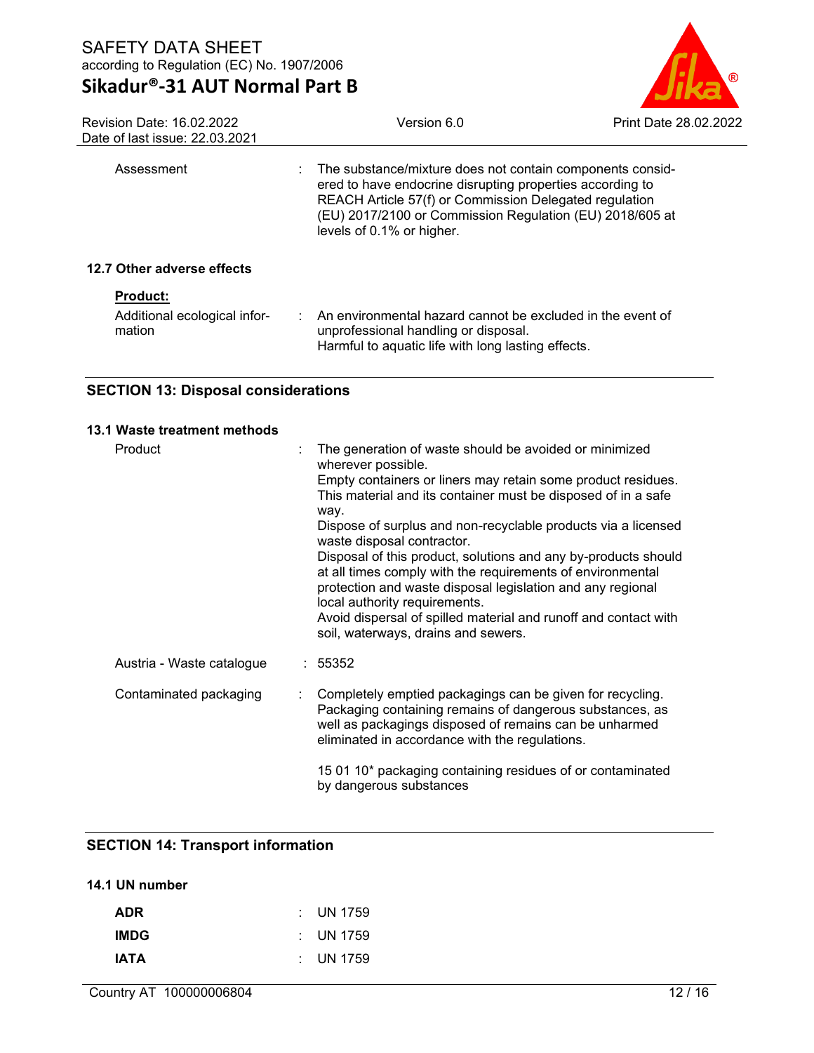| | | |
|---|---|---|
| Assessment | : | The substance/mixture does not contain components considered to have endocrine disrupting properties according to REACH Article 57(f) or Commission Delegated regulation (EU) 2017/2100 or Commission Regulation (EU) 2018/605 at levels of 0.1% or higher. |

### 12.7 Other adverse effects

**Product:**

| | | |
|---|---|---|
| Additional ecological information | : | An environmental hazard cannot be excluded in the event of unprofessional handling or disposal.<br>Harmful to aquatic life with long lasting effects. |

## SECTION 13: Disposal considerations

### 13.1 Waste treatment methods

| | | |
|---|---|---|
| Product | : | The generation of waste should be avoided or minimized wherever possible.<br>Empty containers or liners may retain some product residues.<br>This material and its container must be disposed of in a safe way.<br>Dispose of surplus and non-recyclable products via a licensed waste disposal contractor.<br>Disposal of this product, solutions and any by-products should at all times comply with the requirements of environmental protection and waste disposal legislation and any regional local authority requirements.<br>Avoid dispersal of spilled material and runoff and contact with soil, waterways, drains and sewers. |
| Austria - Waste catalogue | : | 55352 |
| Contaminated packaging | : | Completely emptied packagings can be given for recycling. Packaging containing remains of dangerous substances, as well as packagings disposed of remains can be unharmed eliminated in accordance with the regulations.<br><br>15 01 10* packaging containing residues of or contaminated by dangerous substances |

## SECTION 14: Transport information

### 14.1 UN number

| | | |
|---|---|---|
| **ADR** | : | UN 1759 |
| **IMDG** | : | UN 1759 |
| **IATA** | : | UN 1759 |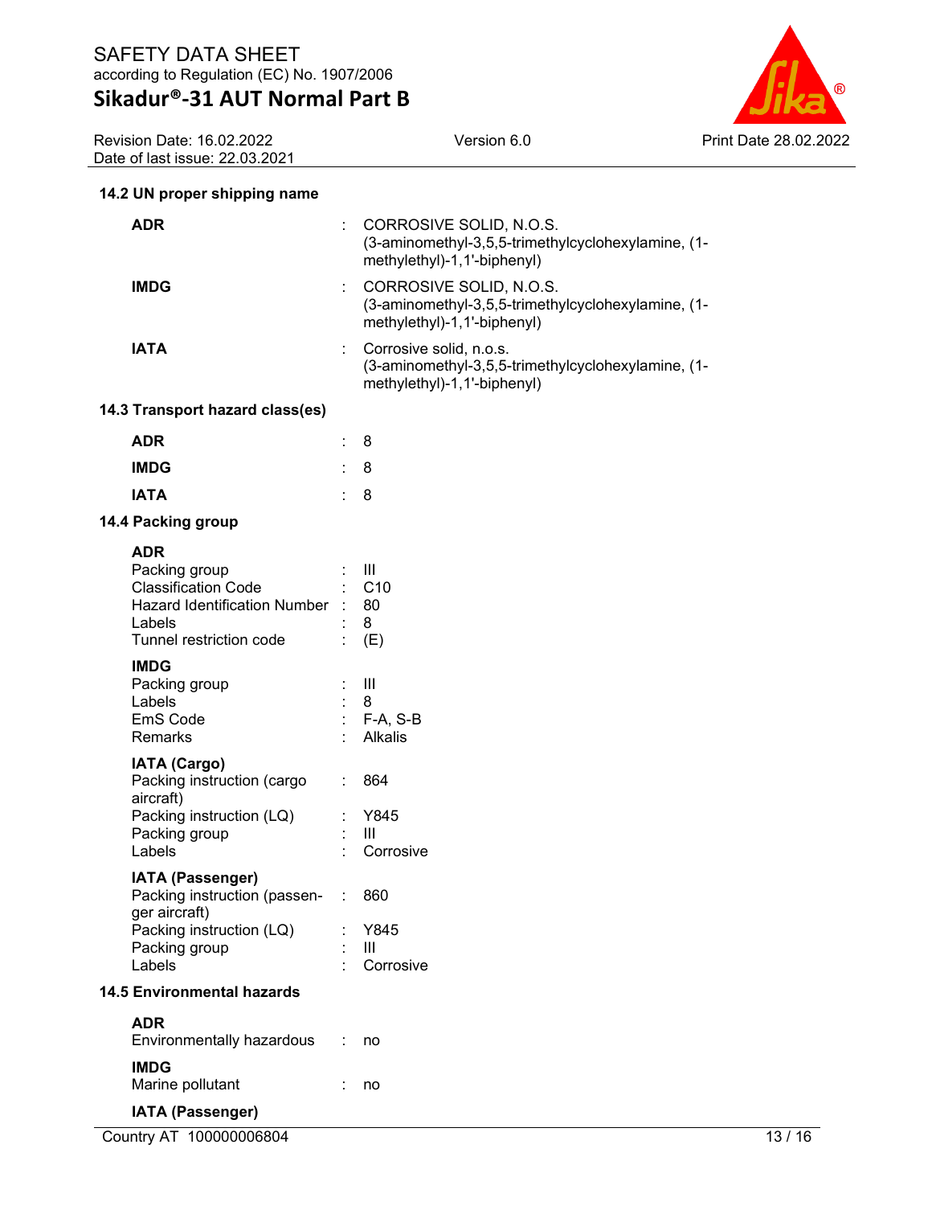**14.2 UN proper shipping name**

| | | |
|---|---|---|
| **ADR** | : | CORROSIVE SOLID, N.O.S.<br>(3-aminomethyl-3,5,5-trimethylcyclohexylamine, (1-methylethyl)-1,1'-biphenyl) |
| **IMDG** | : | CORROSIVE SOLID, N.O.S.<br>(3-aminomethyl-3,5,5-trimethylcyclohexylamine, (1-methylethyl)-1,1'-biphenyl) |
| **IATA** | : | Corrosive solid, n.o.s.<br>(3-aminomethyl-3,5,5-trimethylcyclohexylamine, (1-methylethyl)-1,1'-biphenyl) |

**14.3 Transport hazard class(es)**

| | | |
|---|---|---|
| **ADR** | : | 8 |
| **IMDG** | : | 8 |
| **IATA** | : | 8 |

**14.4 Packing group**

**ADR**

| | | |
|---|---|---|
| Packing group | : | III |
| Classification Code | : | C10 |
| Hazard Identification Number | : | 80 |
| Labels | : | 8 |
| Tunnel restriction code | : | (E) |

**IMDG**

| | | |
|---|---|---|
| Packing group | : | III |
| Labels | : | 8 |
| EmS Code | : | F-A, S-B |
| Remarks | : | Alkalis |

**IATA (Cargo)**

| | | |
|---|---|---|
| Packing instruction (cargo aircraft) | : | 864 |
| Packing instruction (LQ) | : | Y845 |
| Packing group | : | III |
| Labels | : | Corrosive |

**IATA (Passenger)**

| | | |
|---|---|---|
| Packing instruction (passenger aircraft) | : | 860 |
| Packing instruction (LQ) | : | Y845 |
| Packing group | : | III |
| Labels | : | Corrosive |

**14.5 Environmental hazards**

**ADR**

| | | |
|---|---|---|
| Environmentally hazardous | : | no |

**IMDG**

| | | |
|---|---|---|
| Marine pollutant | : | no |

**IATA (Passenger)**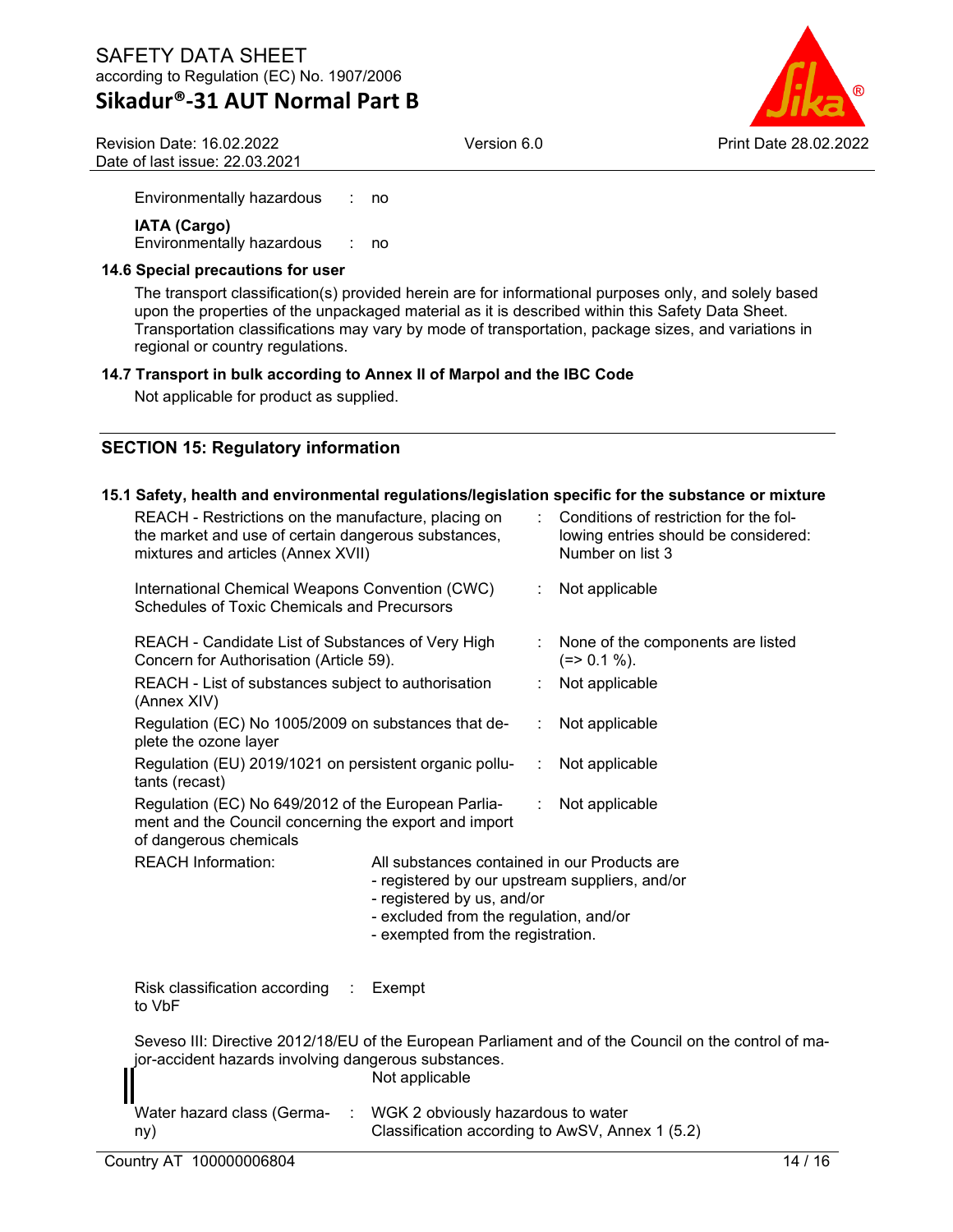Environmentally hazardous : no

**IATA (Cargo)**
Environmentally hazardous : no

### 14.6 Special precautions for user

The transport classification(s) provided herein are for informational purposes only, and solely based upon the properties of the unpackaged material as it is described within this Safety Data Sheet. Transportation classifications may vary by mode of transportation, package sizes, and variations in regional or country regulations.

### 14.7 Transport in bulk according to Annex II of Marpol and the IBC Code

Not applicable for product as supplied.

## SECTION 15: Regulatory information

### 15.1 Safety, health and environmental regulations/legislation specific for the substance or mixture

| | |
|---|---|
| REACH - Restrictions on the manufacture, placing on the market and use of certain dangerous substances, mixtures and articles (Annex XVII) | : Conditions of restriction for the following entries should be considered: Number on list 3 |
| International Chemical Weapons Convention (CWC) Schedules of Toxic Chemicals and Precursors | : Not applicable |
| REACH - Candidate List of Substances of Very High Concern for Authorisation (Article 59). | : None of the components are listed (=> 0.1 %). |
| REACH - List of substances subject to authorisation (Annex XIV) | : Not applicable |
| Regulation (EC) No 1005/2009 on substances that deplete the ozone layer | : Not applicable |
| Regulation (EU) 2019/1021 on persistent organic pollutants (recast) | : Not applicable |
| Regulation (EC) No 649/2012 of the European Parliament and the Council concerning the export and import of dangerous chemicals | : Not applicable |

REACH Information: All substances contained in our Products are
- registered by our upstream suppliers, and/or
- registered by us, and/or
- excluded from the regulation, and/or
- exempted from the registration.

Risk classification according to VbF : Exempt

Seveso III: Directive 2012/18/EU of the European Parliament and of the Council on the control of major-accident hazards involving dangerous substances.
Not applicable

Water hazard class (Germany) : WGK 2 obviously hazardous to water
Classification according to AwSV, Annex 1 (5.2)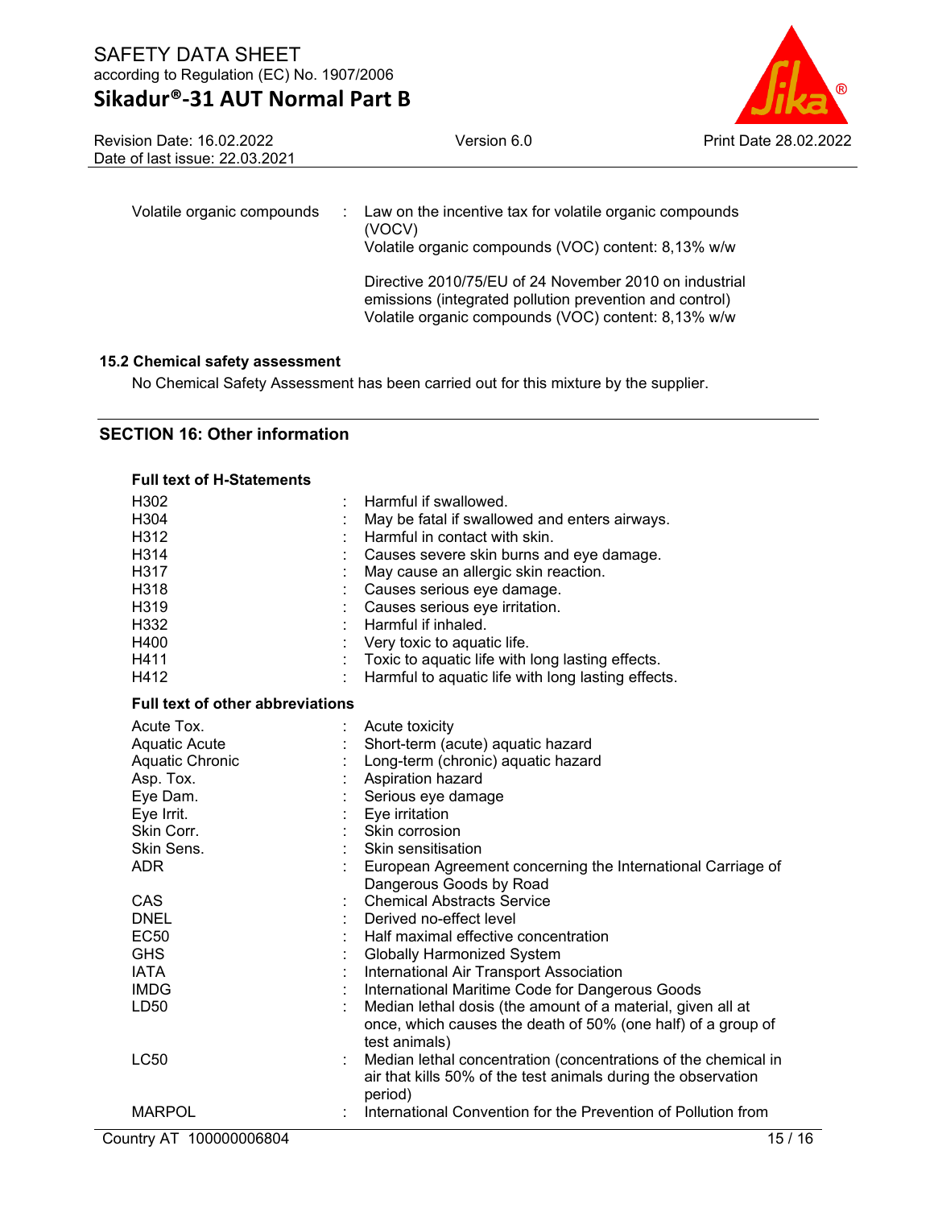| | | |
|---|---|---|
| Volatile organic compounds | : | Law on the incentive tax for volatile organic compounds (VOCV)<br>Volatile organic compounds (VOC) content: 8,13% w/w<br><br>Directive 2010/75/EU of 24 November 2010 on industrial emissions (integrated pollution prevention and control)<br>Volatile organic compounds (VOC) content: 8,13% w/w |

### 15.2 Chemical safety assessment

No Chemical Safety Assessment has been carried out for this mixture by the supplier.

## SECTION 16: Other information

**Full text of H-Statements**

| | | |
|---|---|---|
| H302 | : | Harmful if swallowed. |
| H304 | : | May be fatal if swallowed and enters airways. |
| H312 | : | Harmful in contact with skin. |
| H314 | : | Causes severe skin burns and eye damage. |
| H317 | : | May cause an allergic skin reaction. |
| H318 | : | Causes serious eye damage. |
| H319 | : | Causes serious eye irritation. |
| H332 | : | Harmful if inhaled. |
| H400 | : | Very toxic to aquatic life. |
| H411 | : | Toxic to aquatic life with long lasting effects. |
| H412 | : | Harmful to aquatic life with long lasting effects. |

**Full text of other abbreviations**

| | | |
|---|---|---|
| Acute Tox. | : | Acute toxicity |
| Aquatic Acute | : | Short-term (acute) aquatic hazard |
| Aquatic Chronic | : | Long-term (chronic) aquatic hazard |
| Asp. Tox. | : | Aspiration hazard |
| Eye Dam. | : | Serious eye damage |
| Eye Irrit. | : | Eye irritation |
| Skin Corr. | : | Skin corrosion |
| Skin Sens. | : | Skin sensitisation |
| ADR | : | European Agreement concerning the International Carriage of Dangerous Goods by Road |
| CAS | : | Chemical Abstracts Service |
| DNEL | : | Derived no-effect level |
| EC50 | : | Half maximal effective concentration |
| GHS | : | Globally Harmonized System |
| IATA | : | International Air Transport Association |
| IMDG | : | International Maritime Code for Dangerous Goods |
| LD50 | : | Median lethal dosis (the amount of a material, given all at once, which causes the death of 50% (one half) of a group of test animals) |
| LC50 | : | Median lethal concentration (concentrations of the chemical in air that kills 50% of the test animals during the observation period) |
| MARPOL | : | International Convention for the Prevention of Pollution from |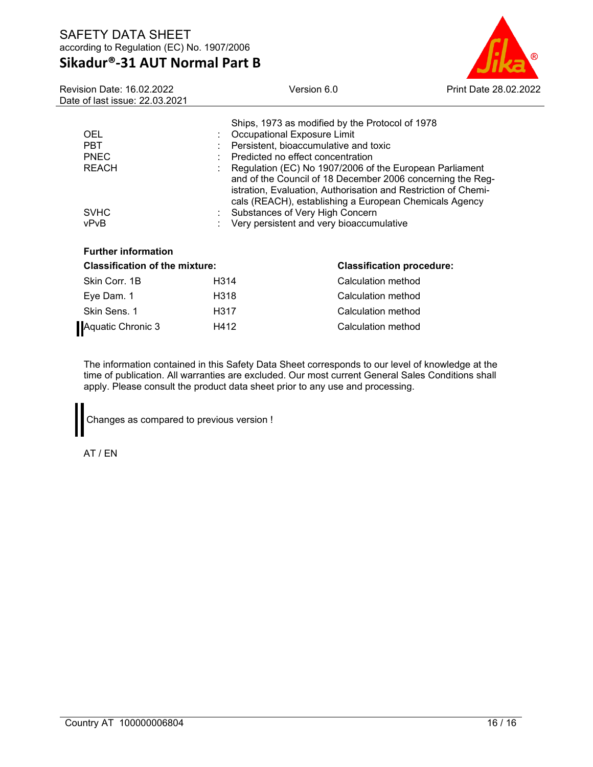| | | |
|---|---|---|
| | | Ships, 1973 as modified by the Protocol of 1978 |
| OEL | : | Occupational Exposure Limit |
| PBT | : | Persistent, bioaccumulative and toxic |
| PNEC | : | Predicted no effect concentration |
| REACH | : | Regulation (EC) No 1907/2006 of the European Parliament and of the Council of 18 December 2006 concerning the Registration, Evaluation, Authorisation and Restriction of Chemicals (REACH), establishing a European Chemicals Agency |
| SVHC | : | Substances of Very High Concern |
| vPvB | : | Very persistent and very bioaccumulative |

**Further information**

| **Classification of the mixture:** | | **Classification procedure:** |
|---|---|---|
| Skin Corr. 1B | H314 | Calculation method |
| Eye Dam. 1 | H318 | Calculation method |
| Skin Sens. 1 | H317 | Calculation method |
| Aquatic Chronic 3 | H412 | Calculation method |

The information contained in this Safety Data Sheet corresponds to our level of knowledge at the time of publication. All warranties are excluded. Our most current General Sales Conditions shall apply. Please consult the product data sheet prior to any use and processing.

Changes as compared to previous version !

AT / EN